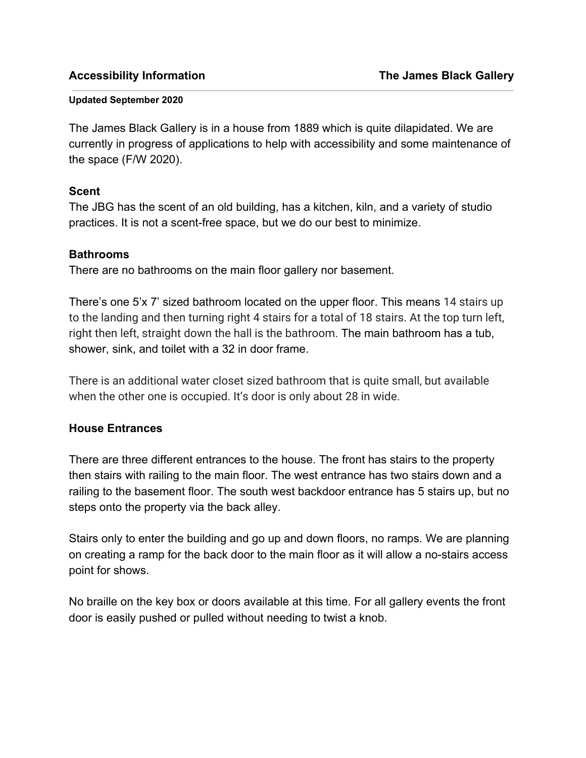**Accessibility Information** **The James Black Gallery**

**Updated September 2020**

The James Black Gallery is in a house from 1889 which is quite dilapidated. We are currently in progress of applications to help with accessibility and some maintenance of the space (F/W 2020).

### Scent

The JBG has the scent of an old building, has a kitchen, kiln, and a variety of studio practices. It is not a scent-free space, but we do our best to minimize.

### Bathrooms

There are no bathrooms on the main floor gallery nor basement.

There's one 5'x 7' sized bathroom located on the upper floor. This means 14 stairs up to the landing and then turning right 4 stairs for a total of 18 stairs. At the top turn left, right then left, straight down the hall is the bathroom. The main bathroom has a tub, shower, sink, and toilet with a 32 in door frame.

There is an additional water closet sized bathroom that is quite small, but available when the other one is occupied. It's door is only about 28 in wide.

### House Entrances

There are three different entrances to the house. The front has stairs to the property then stairs with railing to the main floor. The west entrance has two stairs down and a railing to the basement floor. The south west backdoor entrance has 5 stairs up, but no steps onto the property via the back alley.

Stairs only to enter the building and go up and down floors, no ramps. We are planning on creating a ramp for the back door to the main floor as it will allow a no-stairs access point for shows.

No braille on the key box or doors available at this time. For all gallery events the front door is easily pushed or pulled without needing to twist a knob.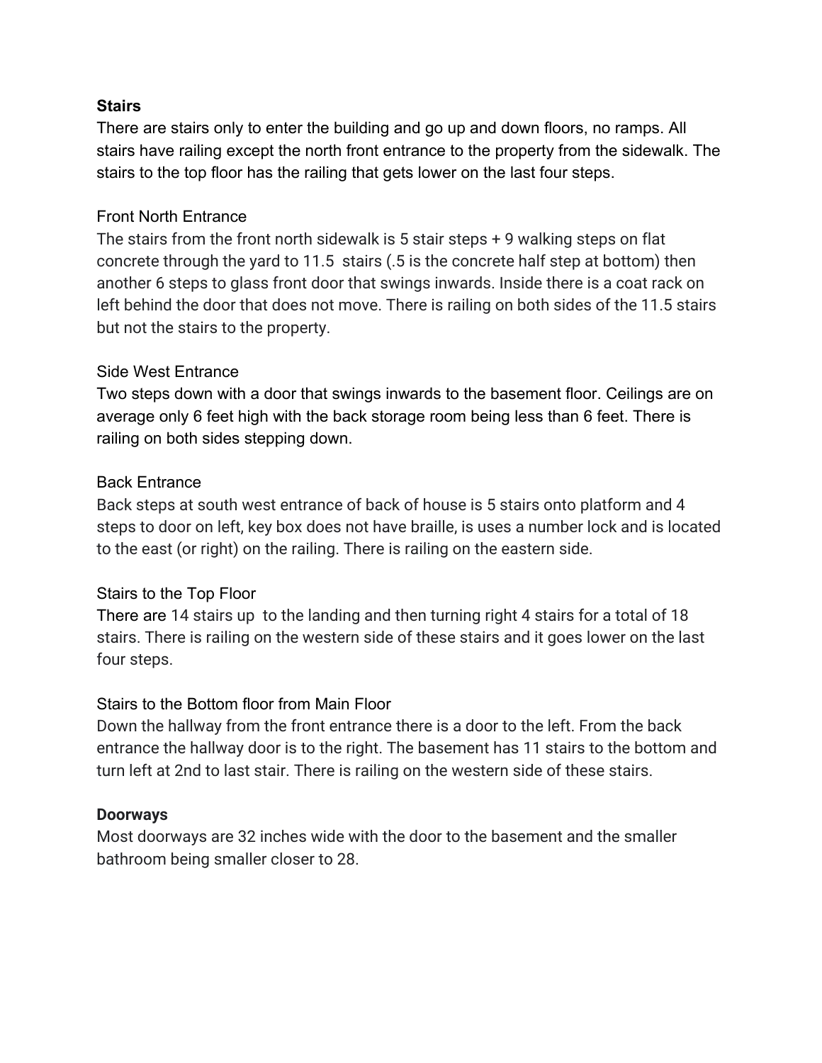**Stairs**

There are stairs only to enter the building and go up and down floors, no ramps. All stairs have railing except the north front entrance to the property from the sidewalk. The stairs to the top floor has the railing that gets lower on the last four steps.

Front North Entrance

The stairs from the front north sidewalk is 5 stair steps + 9 walking steps on flat concrete through the yard to 11.5 stairs (.5 is the concrete half step at bottom) then another 6 steps to glass front door that swings inwards. Inside there is a coat rack on left behind the door that does not move. There is railing on both sides of the 11.5 stairs but not the stairs to the property.

Side West Entrance

Two steps down with a door that swings inwards to the basement floor. Ceilings are on average only 6 feet high with the back storage room being less than 6 feet. There is railing on both sides stepping down.

Back Entrance

Back steps at south west entrance of back of house is 5 stairs onto platform and 4 steps to door on left, key box does not have braille, is uses a number lock and is located to the east (or right) on the railing. There is railing on the eastern side.

Stairs to the Top Floor

There are 14 stairs up to the landing and then turning right 4 stairs for a total of 18 stairs. There is railing on the western side of these stairs and it goes lower on the last four steps.

Stairs to the Bottom floor from Main Floor

Down the hallway from the front entrance there is a door to the left. From the back entrance the hallway door is to the right. The basement has 11 stairs to the bottom and turn left at 2nd to last stair. There is railing on the western side of these stairs.

**Doorways**

Most doorways are 32 inches wide with the door to the basement and the smaller bathroom being smaller closer to 28.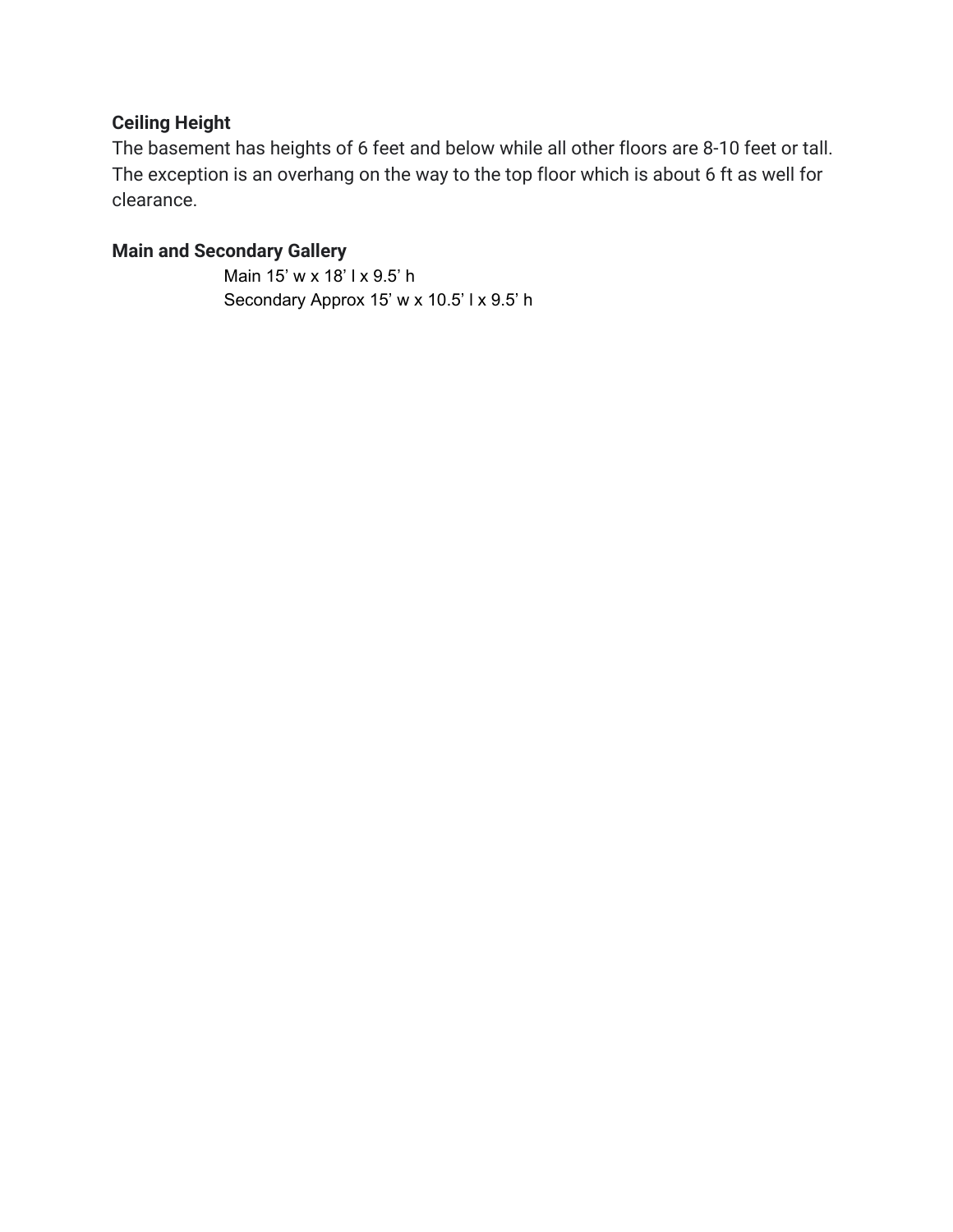**Ceiling Height**

The basement has heights of 6 feet and below while all other floors are 8-10 feet or tall. The exception is an overhang on the way to the top floor which is about 6 ft as well for clearance.

**Main and Secondary Gallery**

Main 15' w x 18' l x 9.5' h

Secondary Approx 15' w x 10.5' l x 9.5' h